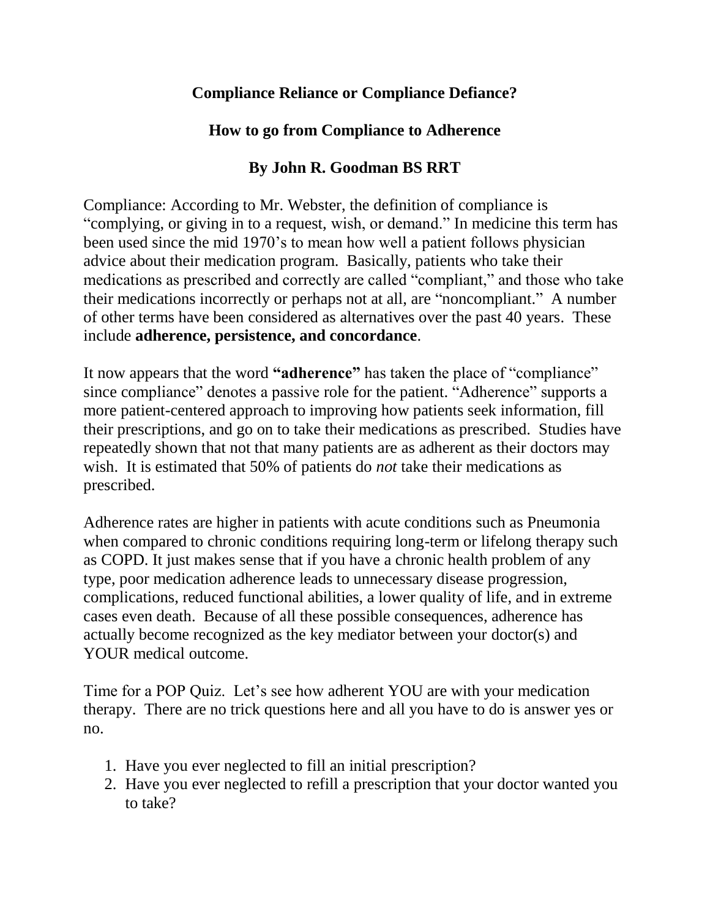# Compliance Reliance or Compliance Defiance?

## How to go from Compliance to Adherence

### By John R. Goodman BS RRT

Compliance: According to Mr. Webster, the definition of compliance is "complying, or giving in to a request, wish, or demand." In medicine this term has been used since the mid 1970's to mean how well a patient follows physician advice about their medication program. Basically, patients who take their medications as prescribed and correctly are called "compliant," and those who take their medications incorrectly or perhaps not at all, are "noncompliant." A number of other terms have been considered as alternatives over the past 40 years. These include **adherence, persistence, and concordance**.

It now appears that the word **"adherence"** has taken the place of "compliance" since compliance" denotes a passive role for the patient. "Adherence" supports a more patient-centered approach to improving how patients seek information, fill their prescriptions, and go on to take their medications as prescribed. Studies have repeatedly shown that not that many patients are as adherent as their doctors may wish. It is estimated that 50% of patients do *not* take their medications as prescribed.

Adherence rates are higher in patients with acute conditions such as Pneumonia when compared to chronic conditions requiring long-term or lifelong therapy such as COPD. It just makes sense that if you have a chronic health problem of any type, poor medication adherence leads to unnecessary disease progression, complications, reduced functional abilities, a lower quality of life, and in extreme cases even death. Because of all these possible consequences, adherence has actually become recognized as the key mediator between your doctor(s) and YOUR medical outcome.

Time for a POP Quiz. Let's see how adherent YOU are with your medication therapy. There are no trick questions here and all you have to do is answer yes or no.

1. Have you ever neglected to fill an initial prescription?
2. Have you ever neglected to refill a prescription that your doctor wanted you to take?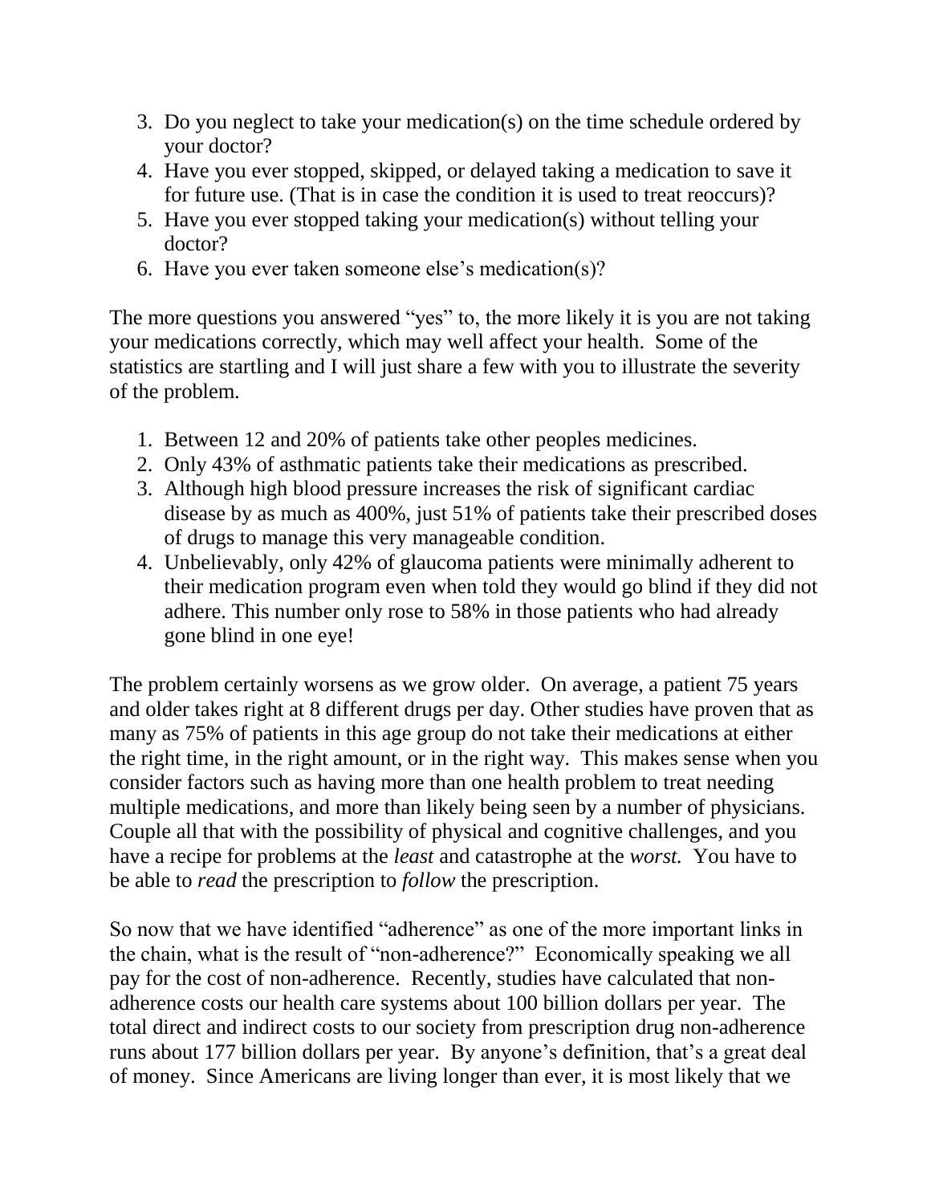3. Do you neglect to take your medication(s) on the time schedule ordered by your doctor?
4. Have you ever stopped, skipped, or delayed taking a medication to save it for future use. (That is in case the condition it is used to treat reoccurs)?
5. Have you ever stopped taking your medication(s) without telling your doctor?
6. Have you ever taken someone else's medication(s)?

The more questions you answered "yes" to, the more likely it is you are not taking your medications correctly, which may well affect your health. Some of the statistics are startling and I will just share a few with you to illustrate the severity of the problem.

1. Between 12 and 20% of patients take other peoples medicines.
2. Only 43% of asthmatic patients take their medications as prescribed.
3. Although high blood pressure increases the risk of significant cardiac disease by as much as 400%, just 51% of patients take their prescribed doses of drugs to manage this very manageable condition.
4. Unbelievably, only 42% of glaucoma patients were minimally adherent to their medication program even when told they would go blind if they did not adhere. This number only rose to 58% in those patients who had already gone blind in one eye!

The problem certainly worsens as we grow older. On average, a patient 75 years and older takes right at 8 different drugs per day. Other studies have proven that as many as 75% of patients in this age group do not take their medications at either the right time, in the right amount, or in the right way. This makes sense when you consider factors such as having more than one health problem to treat needing multiple medications, and more than likely being seen by a number of physicians. Couple all that with the possibility of physical and cognitive challenges, and you have a recipe for problems at the *least* and catastrophe at the *worst.* You have to be able to *read* the prescription to *follow* the prescription.

So now that we have identified "adherence" as one of the more important links in the chain, what is the result of "non-adherence?" Economically speaking we all pay for the cost of non-adherence. Recently, studies have calculated that non-adherence costs our health care systems about 100 billion dollars per year. The total direct and indirect costs to our society from prescription drug non-adherence runs about 177 billion dollars per year. By anyone's definition, that's a great deal of money. Since Americans are living longer than ever, it is most likely that we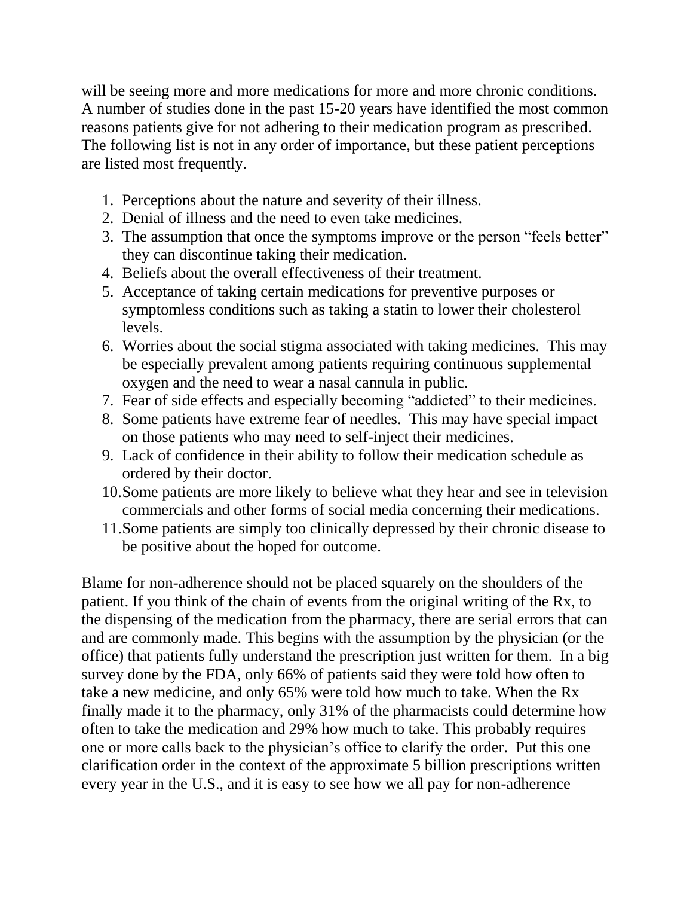will be seeing more and more medications for more and more chronic conditions. A number of studies done in the past 15-20 years have identified the most common reasons patients give for not adhering to their medication program as prescribed. The following list is not in any order of importance, but these patient perceptions are listed most frequently.

1. Perceptions about the nature and severity of their illness.
2. Denial of illness and the need to even take medicines.
3. The assumption that once the symptoms improve or the person "feels better" they can discontinue taking their medication.
4. Beliefs about the overall effectiveness of their treatment.
5. Acceptance of taking certain medications for preventive purposes or symptomless conditions such as taking a statin to lower their cholesterol levels.
6. Worries about the social stigma associated with taking medicines. This may be especially prevalent among patients requiring continuous supplemental oxygen and the need to wear a nasal cannula in public.
7. Fear of side effects and especially becoming "addicted" to their medicines.
8. Some patients have extreme fear of needles. This may have special impact on those patients who may need to self-inject their medicines.
9. Lack of confidence in their ability to follow their medication schedule as ordered by their doctor.
10. Some patients are more likely to believe what they hear and see in television commercials and other forms of social media concerning their medications.
11. Some patients are simply too clinically depressed by their chronic disease to be positive about the hoped for outcome.

Blame for non-adherence should not be placed squarely on the shoulders of the patient. If you think of the chain of events from the original writing of the Rx, to the dispensing of the medication from the pharmacy, there are serial errors that can and are commonly made. This begins with the assumption by the physician (or the office) that patients fully understand the prescription just written for them. In a big survey done by the FDA, only 66% of patients said they were told how often to take a new medicine, and only 65% were told how much to take. When the Rx finally made it to the pharmacy, only 31% of the pharmacists could determine how often to take the medication and 29% how much to take. This probably requires one or more calls back to the physician's office to clarify the order. Put this one clarification order in the context of the approximate 5 billion prescriptions written every year in the U.S., and it is easy to see how we all pay for non-adherence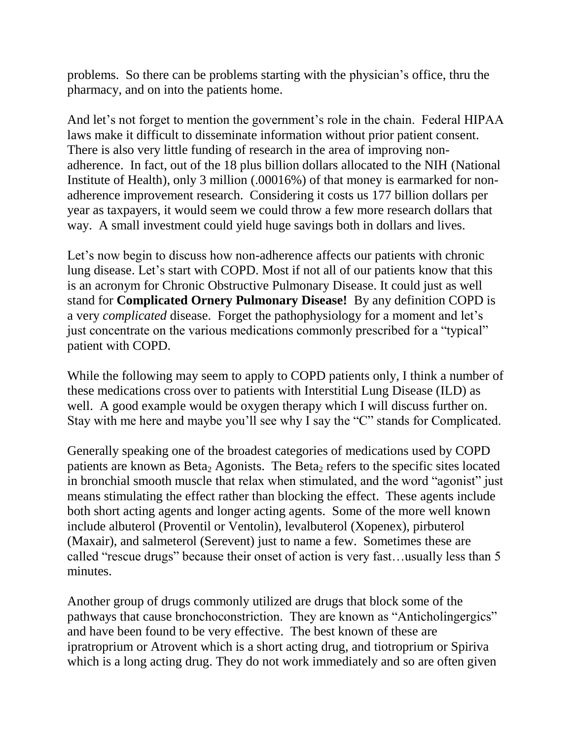problems. So there can be problems starting with the physician's office, thru the pharmacy, and on into the patients home.

And let's not forget to mention the government's role in the chain. Federal HIPAA laws make it difficult to disseminate information without prior patient consent. There is also very little funding of research in the area of improving non-adherence. In fact, out of the 18 plus billion dollars allocated to the NIH (National Institute of Health), only 3 million (.00016%) of that money is earmarked for non-adherence improvement research. Considering it costs us 177 billion dollars per year as taxpayers, it would seem we could throw a few more research dollars that way. A small investment could yield huge savings both in dollars and lives.

Let's now begin to discuss how non-adherence affects our patients with chronic lung disease. Let's start with COPD. Most if not all of our patients know that this is an acronym for Chronic Obstructive Pulmonary Disease. It could just as well stand for **Complicated Ornery Pulmonary Disease!** By any definition COPD is a very *complicated* disease. Forget the pathophysiology for a moment and let's just concentrate on the various medications commonly prescribed for a "typical" patient with COPD.

While the following may seem to apply to COPD patients only, I think a number of these medications cross over to patients with Interstitial Lung Disease (ILD) as well. A good example would be oxygen therapy which I will discuss further on. Stay with me here and maybe you'll see why I say the "C" stands for Complicated.

Generally speaking one of the broadest categories of medications used by COPD patients are known as $Beta_2$ Agonists. The $Beta_2$ refers to the specific sites located in bronchial smooth muscle that relax when stimulated, and the word "agonist" just means stimulating the effect rather than blocking the effect. These agents include both short acting agents and longer acting agents. Some of the more well known include albuterol (Proventil or Ventolin), levalbuterol (Xopenex), pirbuterol (Maxair), and salmeterol (Serevent) just to name a few. Sometimes these are called "rescue drugs" because their onset of action is very fast…usually less than 5 minutes.

Another group of drugs commonly utilized are drugs that block some of the pathways that cause bronchoconstriction. They are known as "Anticholingergics" and have been found to be very effective. The best known of these are ipratroprium or Atrovent which is a short acting drug, and tiotroprium or Spiriva which is a long acting drug. They do not work immediately and so are often given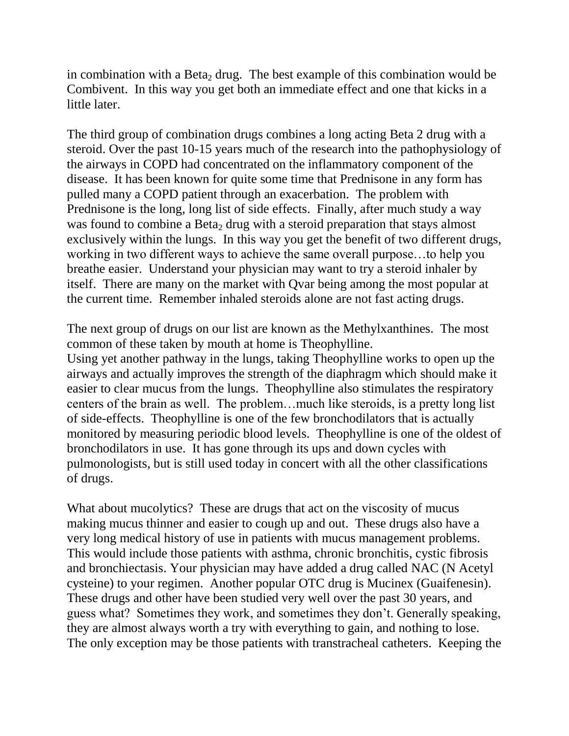in combination with a $Beta_2$ drug. The best example of this combination would be Combivent. In this way you get both an immediate effect and one that kicks in a little later.

The third group of combination drugs combines a long acting Beta 2 drug with a steroid. Over the past 10-15 years much of the research into the pathophysiology of the airways in COPD had concentrated on the inflammatory component of the disease. It has been known for quite some time that Prednisone in any form has pulled many a COPD patient through an exacerbation. The problem with Prednisone is the long, long list of side effects. Finally, after much study a way was found to combine a $Beta_2$ drug with a steroid preparation that stays almost exclusively within the lungs. In this way you get the benefit of two different drugs, working in two different ways to achieve the same overall purpose…to help you breathe easier. Understand your physician may want to try a steroid inhaler by itself. There are many on the market with Qvar being among the most popular at the current time. Remember inhaled steroids alone are not fast acting drugs.

The next group of drugs on our list are known as the Methylxanthines. The most common of these taken by mouth at home is Theophylline.
Using yet another pathway in the lungs, taking Theophylline works to open up the airways and actually improves the strength of the diaphragm which should make it easier to clear mucus from the lungs. Theophylline also stimulates the respiratory centers of the brain as well. The problem…much like steroids, is a pretty long list of side-effects. Theophylline is one of the few bronchodilators that is actually monitored by measuring periodic blood levels. Theophylline is one of the oldest of bronchodilators in use. It has gone through its ups and down cycles with pulmonologists, but is still used today in concert with all the other classifications of drugs.

What about mucolytics? These are drugs that act on the viscosity of mucus making mucus thinner and easier to cough up and out. These drugs also have a very long medical history of use in patients with mucus management problems. This would include those patients with asthma, chronic bronchitis, cystic fibrosis and bronchiectasis. Your physician may have added a drug called NAC (N Acetyl cysteine) to your regimen. Another popular OTC drug is Mucinex (Guaifenesin). These drugs and other have been studied very well over the past 30 years, and guess what? Sometimes they work, and sometimes they don't. Generally speaking, they are almost always worth a try with everything to gain, and nothing to lose. The only exception may be those patients with transtracheal catheters. Keeping the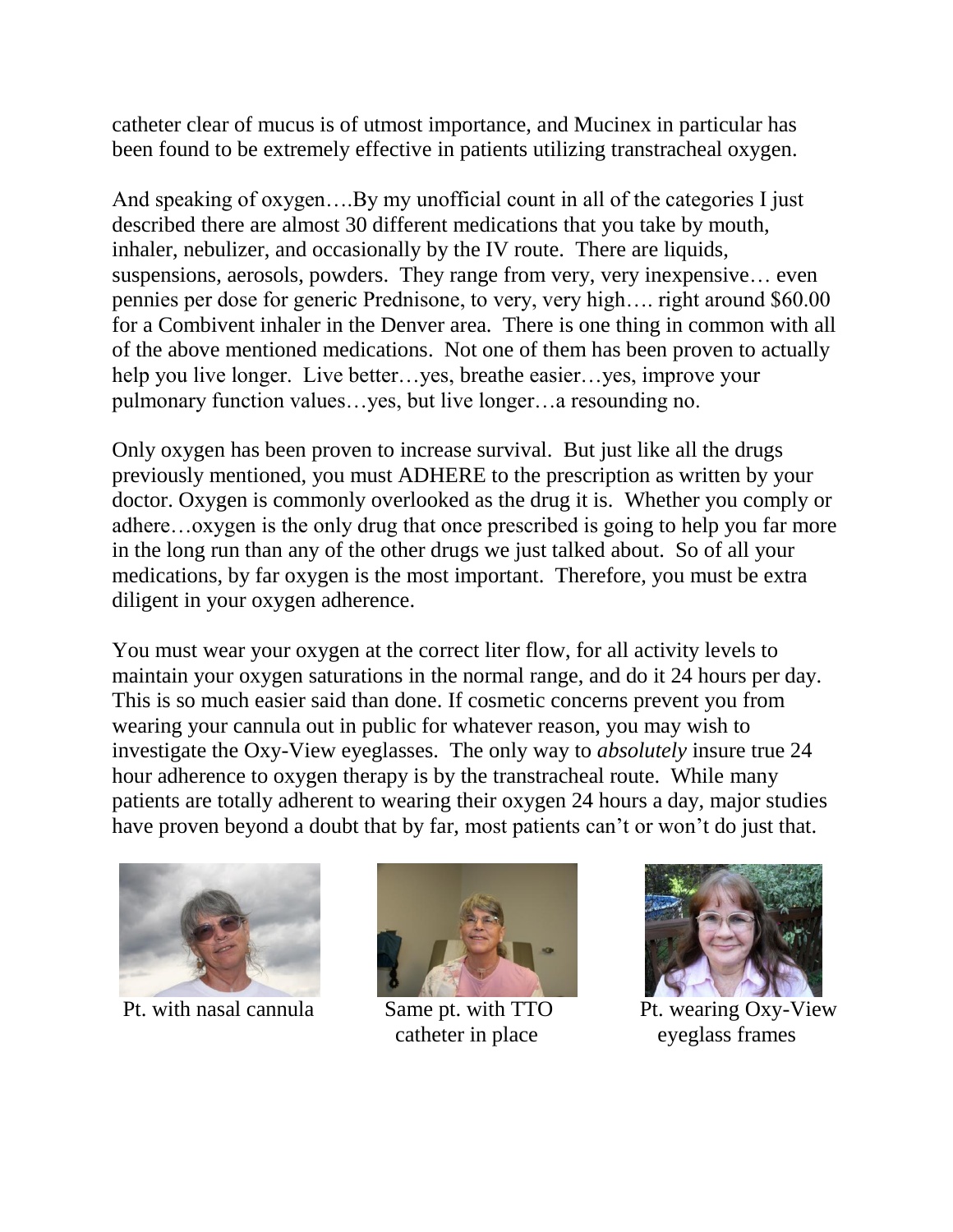catheter clear of mucus is of utmost importance, and Mucinex in particular has been found to be extremely effective in patients utilizing transtracheal oxygen.

And speaking of oxygen….By my unofficial count in all of the categories I just described there are almost 30 different medications that you take by mouth, inhaler, nebulizer, and occasionally by the IV route. There are liquids, suspensions, aerosols, powders. They range from very, very inexpensive… even pennies per dose for generic Prednisone, to very, very high…. right around $60.00 for a Combivent inhaler in the Denver area. There is one thing in common with all of the above mentioned medications. Not one of them has been proven to actually help you live longer. Live better…yes, breathe easier…yes, improve your pulmonary function values…yes, but live longer…a resounding no.

Only oxygen has been proven to increase survival. But just like all the drugs previously mentioned, you must ADHERE to the prescription as written by your doctor. Oxygen is commonly overlooked as the drug it is. Whether you comply or adhere…oxygen is the only drug that once prescribed is going to help you far more in the long run than any of the other drugs we just talked about. So of all your medications, by far oxygen is the most important. Therefore, you must be extra diligent in your oxygen adherence.

You must wear your oxygen at the correct liter flow, for all activity levels to maintain your oxygen saturations in the normal range, and do it 24 hours per day. This is so much easier said than done. If cosmetic concerns prevent you from wearing your cannula out in public for whatever reason, you may wish to investigate the Oxy-View eyeglasses. The only way to *absolutely* insure true 24 hour adherence to oxygen therapy is by the transtracheal route. While many patients are totally adherent to wearing their oxygen 24 hours a day, major studies have proven beyond a doubt that by far, most patients can't or won't do just that.

Pt. with nasal cannula

Same pt. with TTO catheter in place

Pt. wearing Oxy-View eyeglass frames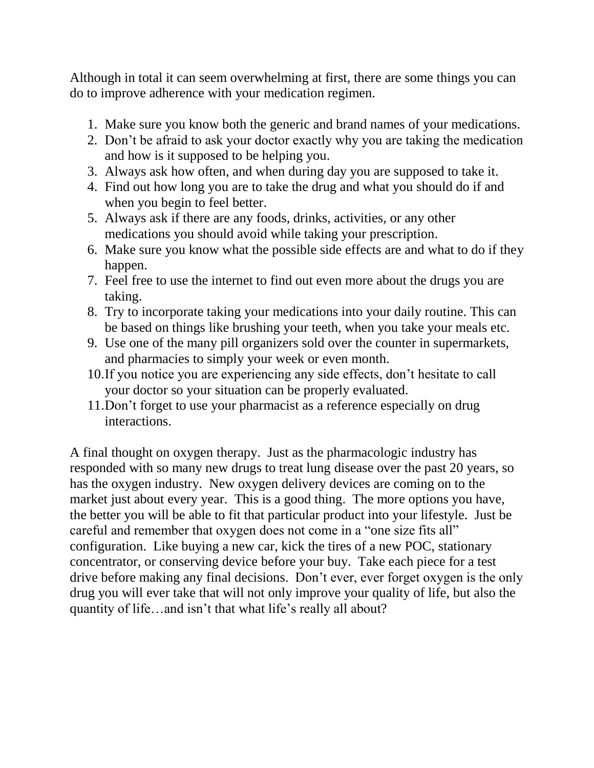Although in total it can seem overwhelming at first, there are some things you can do to improve adherence with your medication regimen.

1. Make sure you know both the generic and brand names of your medications.
2. Don't be afraid to ask your doctor exactly why you are taking the medication and how is it supposed to be helping you.
3. Always ask how often, and when during day you are supposed to take it.
4. Find out how long you are to take the drug and what you should do if and when you begin to feel better.
5. Always ask if there are any foods, drinks, activities, or any other medications you should avoid while taking your prescription.
6. Make sure you know what the possible side effects are and what to do if they happen.
7. Feel free to use the internet to find out even more about the drugs you are taking.
8. Try to incorporate taking your medications into your daily routine. This can be based on things like brushing your teeth, when you take your meals etc.
9. Use one of the many pill organizers sold over the counter in supermarkets, and pharmacies to simply your week or even month.
10. If you notice you are experiencing any side effects, don't hesitate to call your doctor so your situation can be properly evaluated.
11. Don't forget to use your pharmacist as a reference especially on drug interactions.

A final thought on oxygen therapy. Just as the pharmacologic industry has responded with so many new drugs to treat lung disease over the past 20 years, so has the oxygen industry. New oxygen delivery devices are coming on to the market just about every year. This is a good thing. The more options you have, the better you will be able to fit that particular product into your lifestyle. Just be careful and remember that oxygen does not come in a "one size fits all" configuration. Like buying a new car, kick the tires of a new POC, stationary concentrator, or conserving device before your buy. Take each piece for a test drive before making any final decisions. Don't ever, ever forget oxygen is the only drug you will ever take that will not only improve your quality of life, but also the quantity of life…and isn't that what life's really all about?